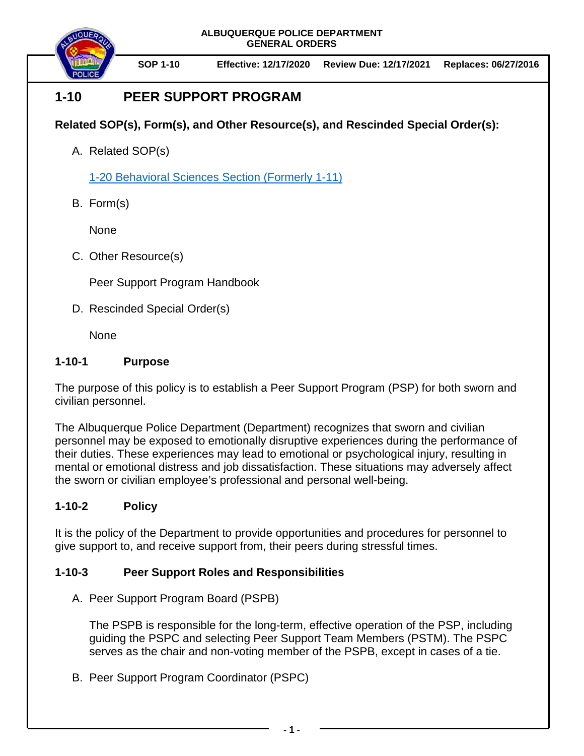ALBUQUERQUE POLICE DEPARTMENT
GENERAL ORDERS

**SOP 1-10** | **Effective: 12/17/2020** | **Review Due: 12/17/2021** | **Replaces: 06/27/2016**

# 1-10 PEER SUPPORT PROGRAM

**Related SOP(s), Form(s), and Other Resource(s), and Rescinded Special Order(s):**

A. Related SOP(s)

   1-20 Behavioral Sciences Section (Formerly 1-11)

B. Form(s)

   None

C. Other Resource(s)

   Peer Support Program Handbook

D. Rescinded Special Order(s)

   None

## 1-10-1 Purpose

The purpose of this policy is to establish a Peer Support Program (PSP) for both sworn and civilian personnel.

The Albuquerque Police Department (Department) recognizes that sworn and civilian personnel may be exposed to emotionally disruptive experiences during the performance of their duties. These experiences may lead to emotional or psychological injury, resulting in mental or emotional distress and job dissatisfaction. These situations may adversely affect the sworn or civilian employee's professional and personal well-being.

## 1-10-2 Policy

It is the policy of the Department to provide opportunities and procedures for personnel to give support to, and receive support from, their peers during stressful times.

## 1-10-3 Peer Support Roles and Responsibilities

A. Peer Support Program Board (PSPB)

   The PSPB is responsible for the long-term, effective operation of the PSP, including guiding the PSPC and selecting Peer Support Team Members (PSTM). The PSPC serves as the chair and non-voting member of the PSPB, except in cases of a tie.

B. Peer Support Program Coordinator (PSPC)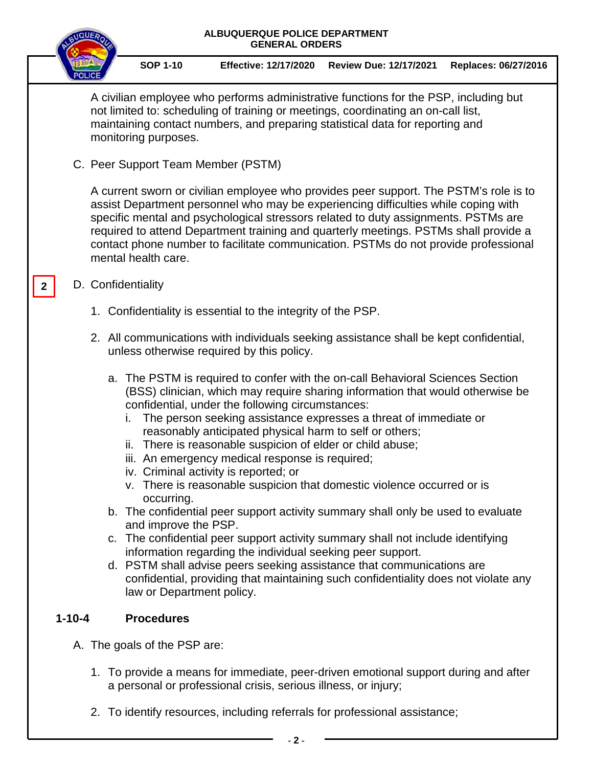A civilian employee who performs administrative functions for the PSP, including but not limited to: scheduling of training or meetings, coordinating an on-call list, maintaining contact numbers, and preparing statistical data for reporting and monitoring purposes.

C. Peer Support Team Member (PSTM)

A current sworn or civilian employee who provides peer support. The PSTM's role is to assist Department personnel who may be experiencing difficulties while coping with specific mental and psychological stressors related to duty assignments. PSTMs are required to attend Department training and quarterly meetings. PSTMs shall provide a contact phone number to facilitate communication. PSTMs do not provide professional mental health care.

2

D. Confidentiality

1. Confidentiality is essential to the integrity of the PSP.

2. All communications with individuals seeking assistance shall be kept confidential, unless otherwise required by this policy.

   a. The PSTM is required to confer with the on-call Behavioral Sciences Section (BSS) clinician, which may require sharing information that would otherwise be confidential, under the following circumstances:
      i. The person seeking assistance expresses a threat of immediate or reasonably anticipated physical harm to self or others;
      ii. There is reasonable suspicion of elder or child abuse;
      iii. An emergency medical response is required;
      iv. Criminal activity is reported; or
      v. There is reasonable suspicion that domestic violence occurred or is occurring.
   b. The confidential peer support activity summary shall only be used to evaluate and improve the PSP.
   c. The confidential peer support activity summary shall not include identifying information regarding the individual seeking peer support.
   d. PSTM shall advise peers seeking assistance that communications are confidential, providing that maintaining such confidentiality does not violate any law or Department policy.

## 1-10-4 Procedures

A. The goals of the PSP are:

1. To provide a means for immediate, peer-driven emotional support during and after a personal or professional crisis, serious illness, or injury;

2. To identify resources, including referrals for professional assistance;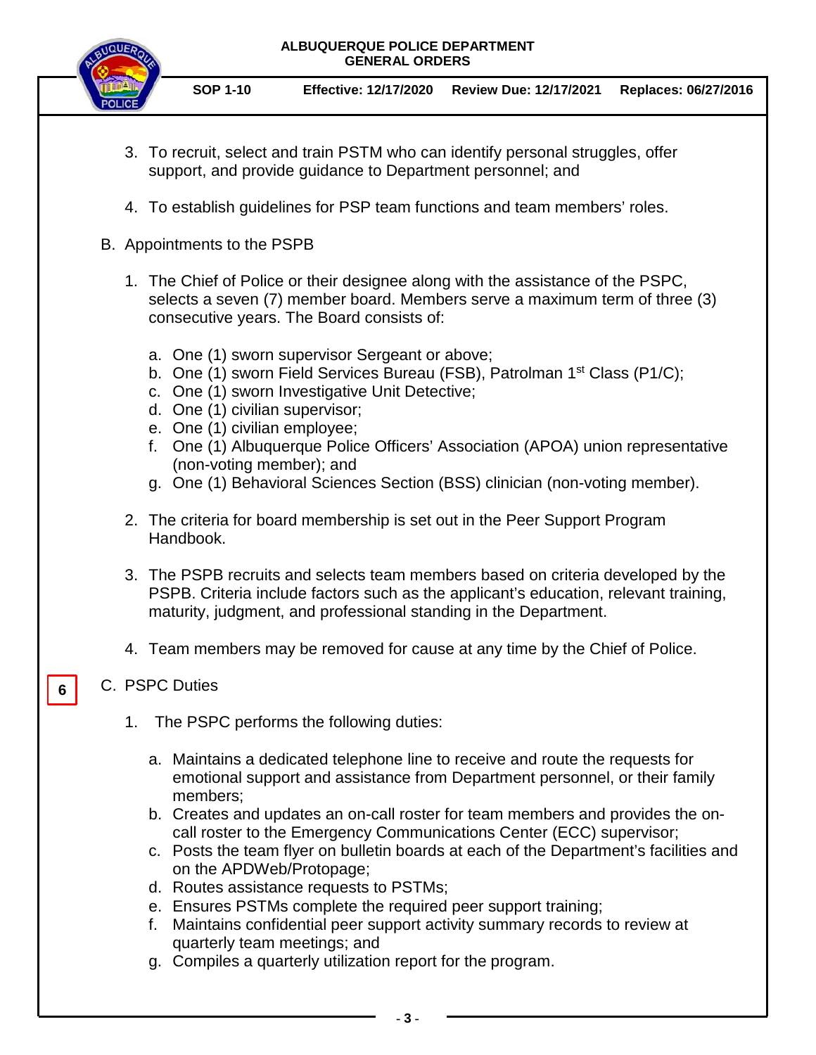3. To recruit, select and train PSTM who can identify personal struggles, offer support, and provide guidance to Department personnel; and

4. To establish guidelines for PSP team functions and team members' roles.

B. Appointments to the PSPB

1. The Chief of Police or their designee along with the assistance of the PSPC, selects a seven (7) member board. Members serve a maximum term of three (3) consecutive years. The Board consists of:

   a. One (1) sworn supervisor Sergeant or above;
   b. One (1) sworn Field Services Bureau (FSB), Patrolman 1st Class (P1/C);
   c. One (1) sworn Investigative Unit Detective;
   d. One (1) civilian supervisor;
   e. One (1) civilian employee;
   f. One (1) Albuquerque Police Officers' Association (APOA) union representative (non-voting member); and
   g. One (1) Behavioral Sciences Section (BSS) clinician (non-voting member).

2. The criteria for board membership is set out in the Peer Support Program Handbook.

3. The PSPB recruits and selects team members based on criteria developed by the PSPB. Criteria include factors such as the applicant's education, relevant training, maturity, judgment, and professional standing in the Department.

4. Team members may be removed for cause at any time by the Chief of Police.

6

C. PSPC Duties

1. The PSPC performs the following duties:

   a. Maintains a dedicated telephone line to receive and route the requests for emotional support and assistance from Department personnel, or their family members;
   b. Creates and updates an on-call roster for team members and provides the on-call roster to the Emergency Communications Center (ECC) supervisor;
   c. Posts the team flyer on bulletin boards at each of the Department's facilities and on the APDWeb/Protopage;
   d. Routes assistance requests to PSTMs;
   e. Ensures PSTMs complete the required peer support training;
   f. Maintains confidential peer support activity summary records to review at quarterly team meetings; and
   g. Compiles a quarterly utilization report for the program.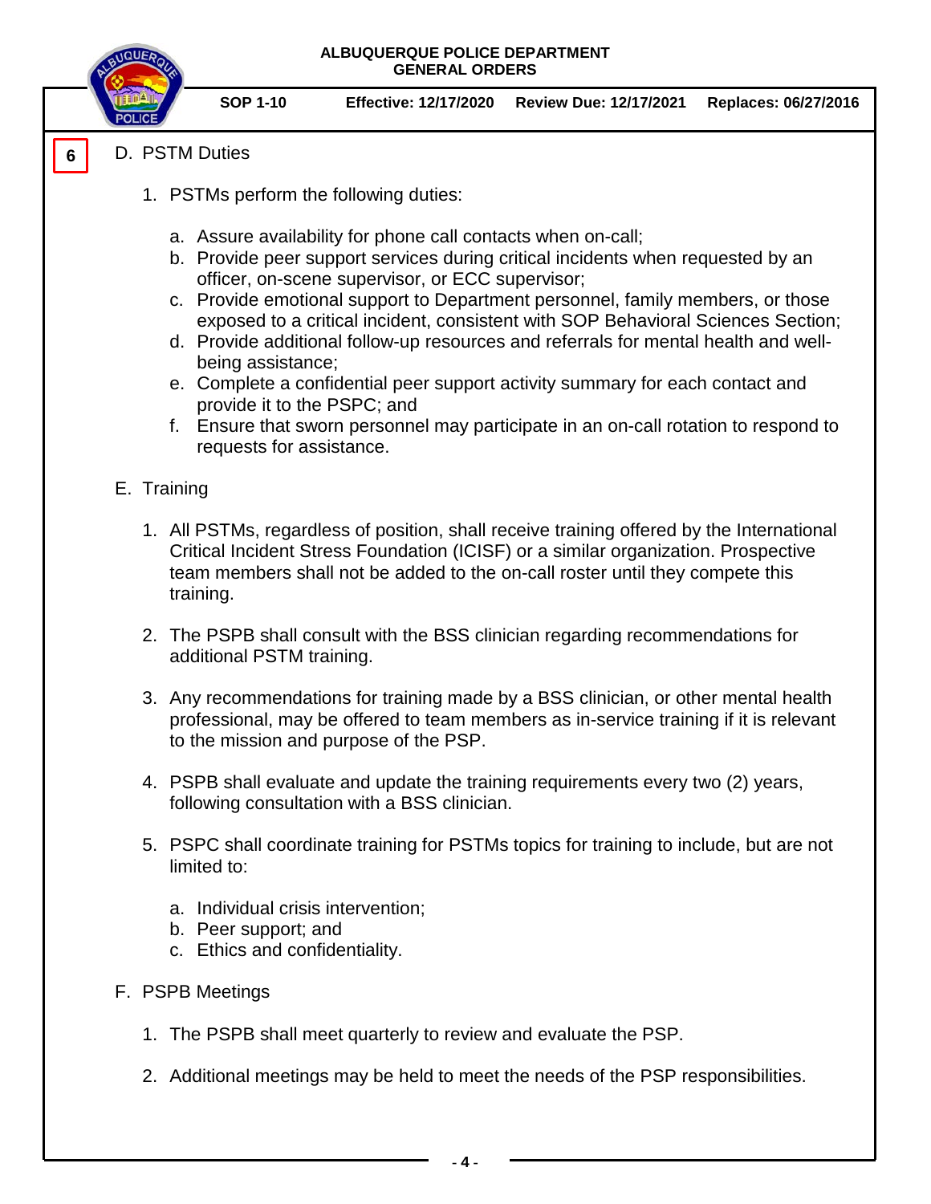6

D. PSTM Duties

1. PSTMs perform the following duties:

   a. Assure availability for phone call contacts when on-call;
   b. Provide peer support services during critical incidents when requested by an officer, on-scene supervisor, or ECC supervisor;
   c. Provide emotional support to Department personnel, family members, or those exposed to a critical incident, consistent with SOP Behavioral Sciences Section;
   d. Provide additional follow-up resources and referrals for mental health and well-being assistance;
   e. Complete a confidential peer support activity summary for each contact and provide it to the PSPC; and
   f. Ensure that sworn personnel may participate in an on-call rotation to respond to requests for assistance.

E. Training

1. All PSTMs, regardless of position, shall receive training offered by the International Critical Incident Stress Foundation (ICISF) or a similar organization. Prospective team members shall not be added to the on-call roster until they compete this training.

2. The PSPB shall consult with the BSS clinician regarding recommendations for additional PSTM training.

3. Any recommendations for training made by a BSS clinician, or other mental health professional, may be offered to team members as in-service training if it is relevant to the mission and purpose of the PSP.

4. PSPB shall evaluate and update the training requirements every two (2) years, following consultation with a BSS clinician.

5. PSPC shall coordinate training for PSTMs topics for training to include, but are not limited to:

   a. Individual crisis intervention;
   b. Peer support; and
   c. Ethics and confidentiality.

F. PSPB Meetings

1. The PSPB shall meet quarterly to review and evaluate the PSP.

2. Additional meetings may be held to meet the needs of the PSP responsibilities.